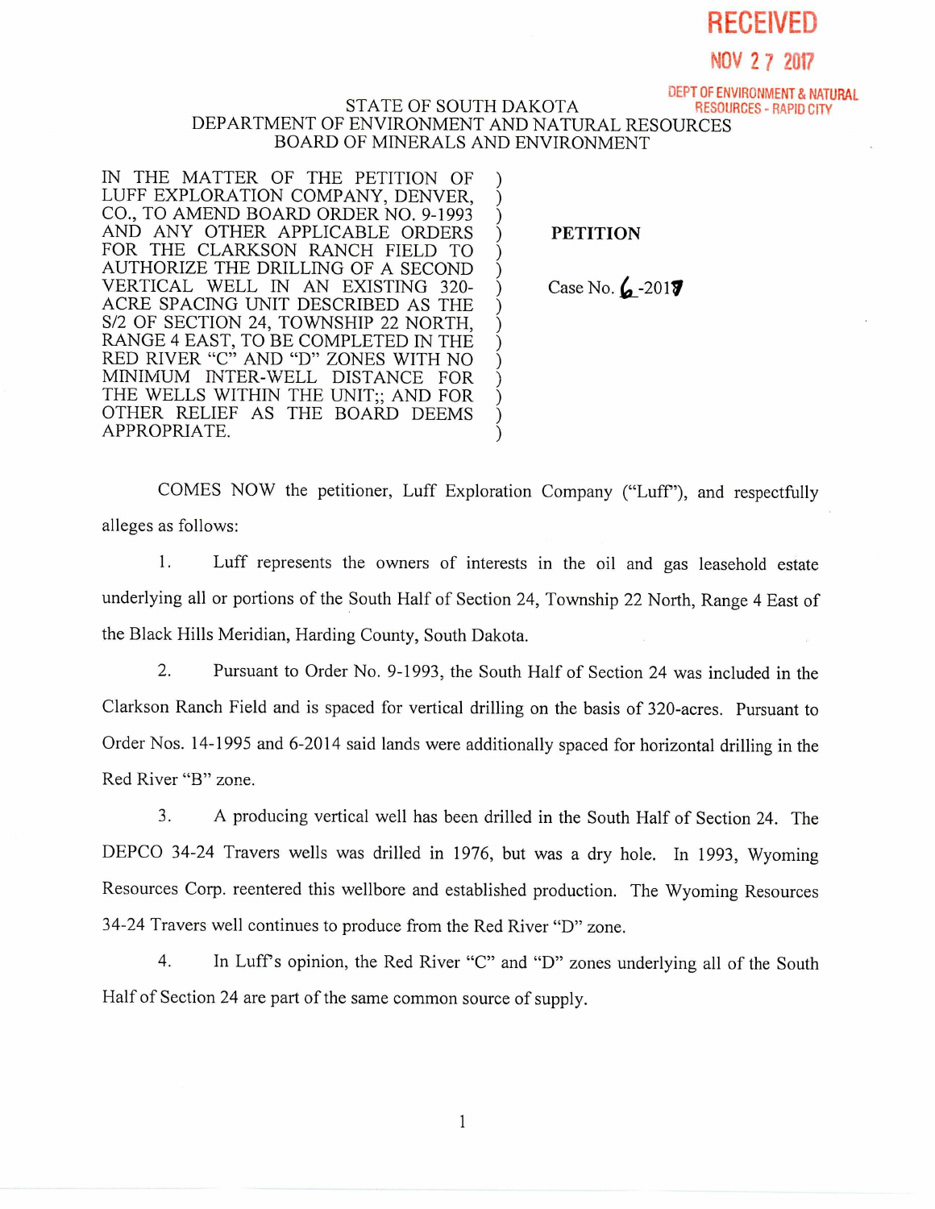RECEIVED

NOV 27 2017

DEPT OF ENVIRONMENT & NATURAL RESOURCES - RAPID CITY

STATE OF SOUTH DAKOTA
DEPARTMENT OF ENVIRONMENT AND NATURAL RESOURCES
BOARD OF MINERALS AND ENVIRONMENT

| | |
|---|---|
| IN THE MATTER OF THE PETITION OF LUFF EXPLORATION COMPANY, DENVER, CO., TO AMEND BOARD ORDER NO. 9-1993 AND ANY OTHER APPLICABLE ORDERS FOR THE CLARKSON RANCH FIELD TO AUTHORIZE THE DRILLING OF A SECOND VERTICAL WELL IN AN EXISTING 320-ACRE SPACING UNIT DESCRIBED AS THE S/2 OF SECTION 24, TOWNSHIP 22 NORTH, RANGE 4 EAST, TO BE COMPLETED IN THE RED RIVER "C" AND "D" ZONES WITH NO MINIMUM INTER-WELL DISTANCE FOR THE WELLS WITHIN THE UNIT;; AND FOR OTHER RELIEF AS THE BOARD DEEMS APPROPRIATE. | **PETITION**<br><br>Case No. 6-2017 |

COMES NOW the petitioner, Luff Exploration Company ("Luff"), and respectfully alleges as follows:

1. Luff represents the owners of interests in the oil and gas leasehold estate underlying all or portions of the South Half of Section 24, Township 22 North, Range 4 East of the Black Hills Meridian, Harding County, South Dakota.

2. Pursuant to Order No. 9-1993, the South Half of Section 24 was included in the Clarkson Ranch Field and is spaced for vertical drilling on the basis of 320-acres. Pursuant to Order Nos. 14-1995 and 6-2014 said lands were additionally spaced for horizontal drilling in the Red River "B" zone.

3. A producing vertical well has been drilled in the South Half of Section 24. The DEPCO 34-24 Travers wells was drilled in 1976, but was a dry hole. In 1993, Wyoming Resources Corp. reentered this wellbore and established production. The Wyoming Resources 34-24 Travers well continues to produce from the Red River "D" zone.

4. In Luff's opinion, the Red River "C" and "D" zones underlying all of the South Half of Section 24 are part of the same common source of supply.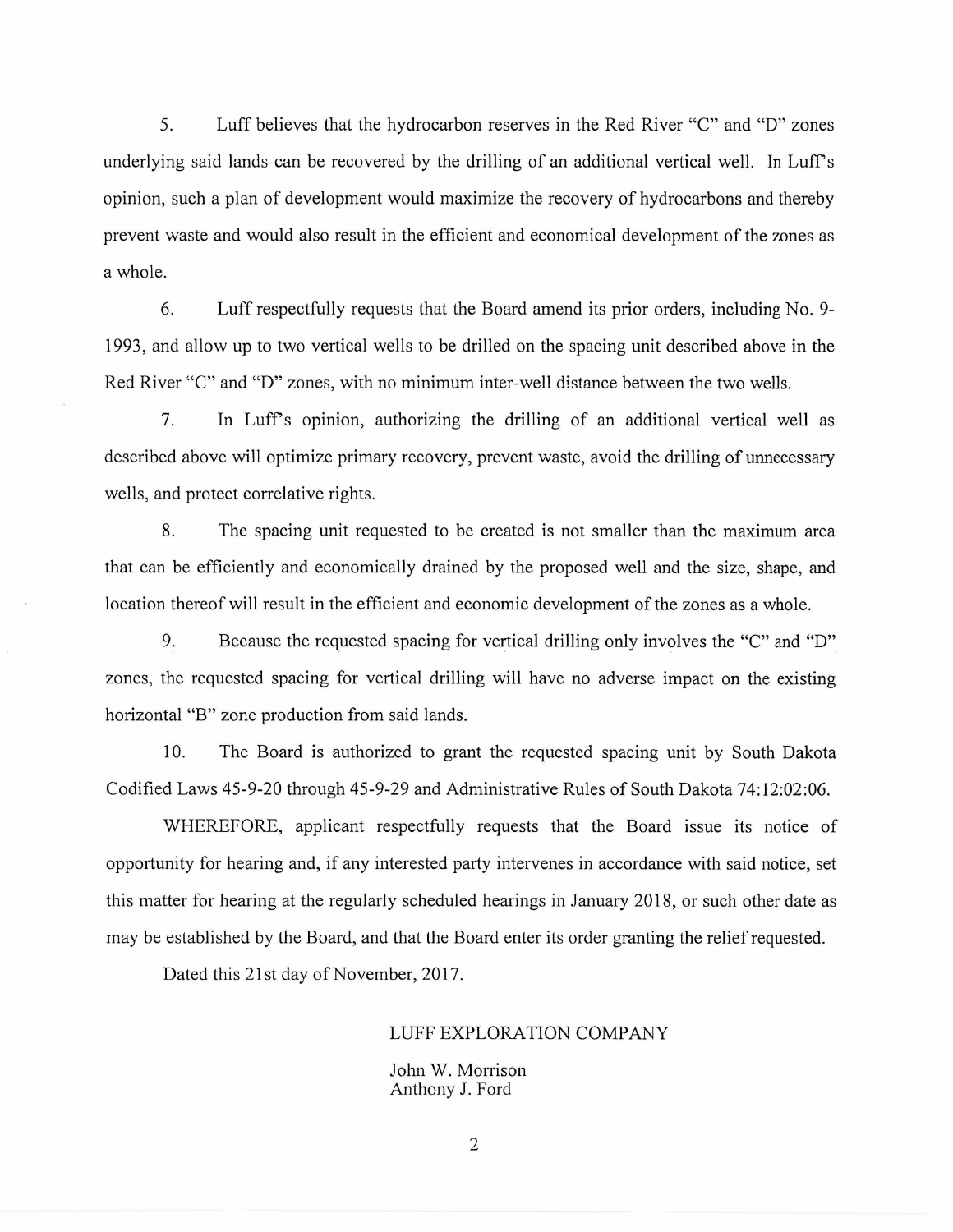5. Luff believes that the hydrocarbon reserves in the Red River "C" and "D" zones underlying said lands can be recovered by the drilling of an additional vertical well. In Luff's opinion, such a plan of development would maximize the recovery of hydrocarbons and thereby prevent waste and would also result in the efficient and economical development of the zones as a whole.

6. Luff respectfully requests that the Board amend its prior orders, including No. 9-1993, and allow up to two vertical wells to be drilled on the spacing unit described above in the Red River "C" and "D" zones, with no minimum inter-well distance between the two wells.

7. In Luff's opinion, authorizing the drilling of an additional vertical well as described above will optimize primary recovery, prevent waste, avoid the drilling of unnecessary wells, and protect correlative rights.

8. The spacing unit requested to be created is not smaller than the maximum area that can be efficiently and economically drained by the proposed well and the size, shape, and location thereof will result in the efficient and economic development of the zones as a whole.

9. Because the requested spacing for vertical drilling only involves the "C" and "D" zones, the requested spacing for vertical drilling will have no adverse impact on the existing horizontal "B" zone production from said lands.

10. The Board is authorized to grant the requested spacing unit by South Dakota Codified Laws 45-9-20 through 45-9-29 and Administrative Rules of South Dakota 74:12:02:06.

WHEREFORE, applicant respectfully requests that the Board issue its notice of opportunity for hearing and, if any interested party intervenes in accordance with said notice, set this matter for hearing at the regularly scheduled hearings in January 2018, or such other date as may be established by the Board, and that the Board enter its order granting the relief requested.

Dated this 21st day of November, 2017.

LUFF EXPLORATION COMPANY

John W. Morrison
Anthony J. Ford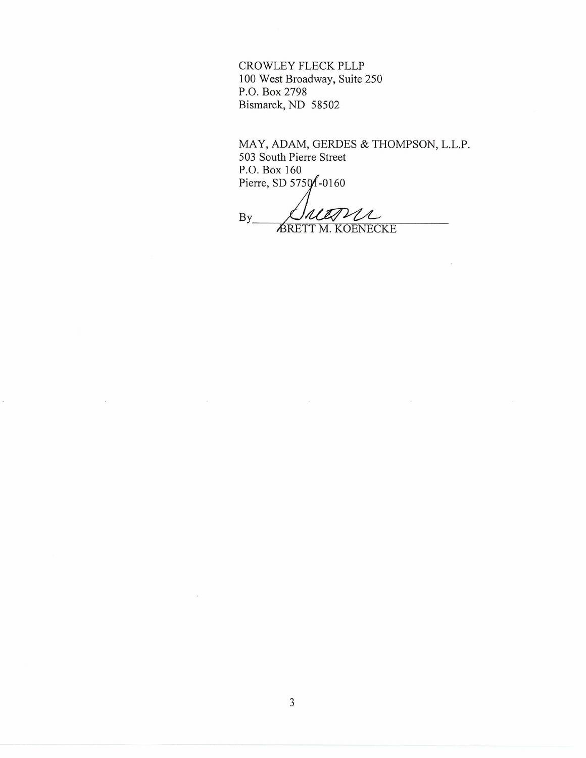CROWLEY FLECK PLLP
100 West Broadway, Suite 250
P.O. Box 2798
Bismarck, ND 58502

MAY, ADAM, GERDES & THOMPSON, L.L.P.
503 South Pierre Street
P.O. Box 160
Pierre, SD 57501-0160

By ______________________________
BRETT M. KOENECKE